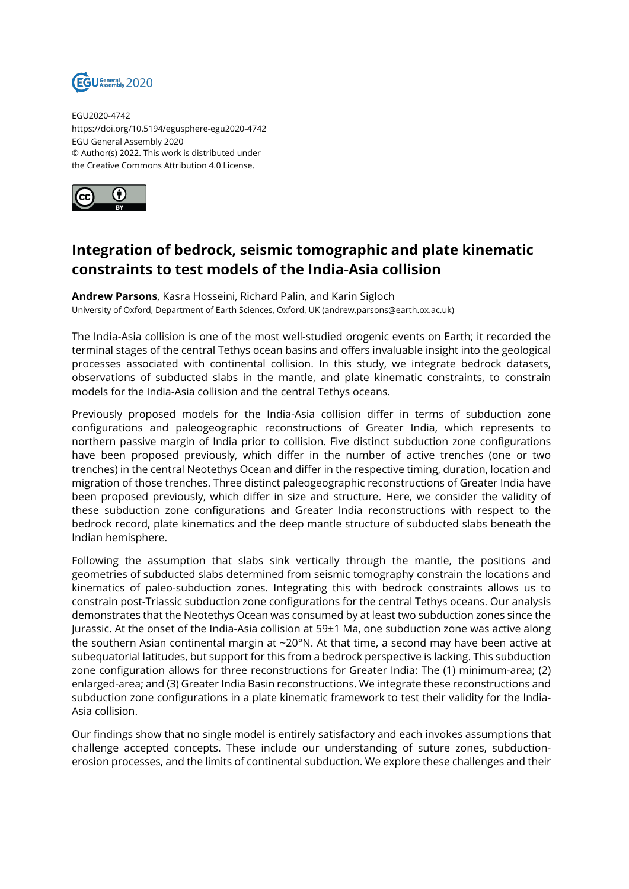EGU2020-4742
https://doi.org/10.5194/egusphere-egu2020-4742
EGU General Assembly 2020
© Author(s) 2022. This work is distributed under
the Creative Commons Attribution 4.0 License.

# Integration of bedrock, seismic tomographic and plate kinematic constraints to test models of the India-Asia collision

**Andrew Parsons**, Kasra Hosseini, Richard Palin, and Karin Sigloch
University of Oxford, Department of Earth Sciences, Oxford, UK (andrew.parsons@earth.ox.ac.uk)

The India-Asia collision is one of the most well-studied orogenic events on Earth; it recorded the terminal stages of the central Tethys ocean basins and offers invaluable insight into the geological processes associated with continental collision. In this study, we integrate bedrock datasets, observations of subducted slabs in the mantle, and plate kinematic constraints, to constrain models for the India-Asia collision and the central Tethys oceans.

Previously proposed models for the India-Asia collision differ in terms of subduction zone configurations and paleogeographic reconstructions of Greater India, which represents to northern passive margin of India prior to collision. Five distinct subduction zone configurations have been proposed previously, which differ in the number of active trenches (one or two trenches) in the central Neotethys Ocean and differ in the respective timing, duration, location and migration of those trenches. Three distinct paleogeographic reconstructions of Greater India have been proposed previously, which differ in size and structure. Here, we consider the validity of these subduction zone configurations and Greater India reconstructions with respect to the bedrock record, plate kinematics and the deep mantle structure of subducted slabs beneath the Indian hemisphere.

Following the assumption that slabs sink vertically through the mantle, the positions and geometries of subducted slabs determined from seismic tomography constrain the locations and kinematics of paleo-subduction zones. Integrating this with bedrock constraints allows us to constrain post-Triassic subduction zone configurations for the central Tethys oceans. Our analysis demonstrates that the Neotethys Ocean was consumed by at least two subduction zones since the Jurassic. At the onset of the India-Asia collision at 59±1 Ma, one subduction zone was active along the southern Asian continental margin at ~20°N. At that time, a second may have been active at subequatorial latitudes, but support for this from a bedrock perspective is lacking. This subduction zone configuration allows for three reconstructions for Greater India: The (1) minimum-area; (2) enlarged-area; and (3) Greater India Basin reconstructions. We integrate these reconstructions and subduction zone configurations in a plate kinematic framework to test their validity for the India-Asia collision.

Our findings show that no single model is entirely satisfactory and each invokes assumptions that challenge accepted concepts. These include our understanding of suture zones, subduction-erosion processes, and the limits of continental subduction. We explore these challenges and their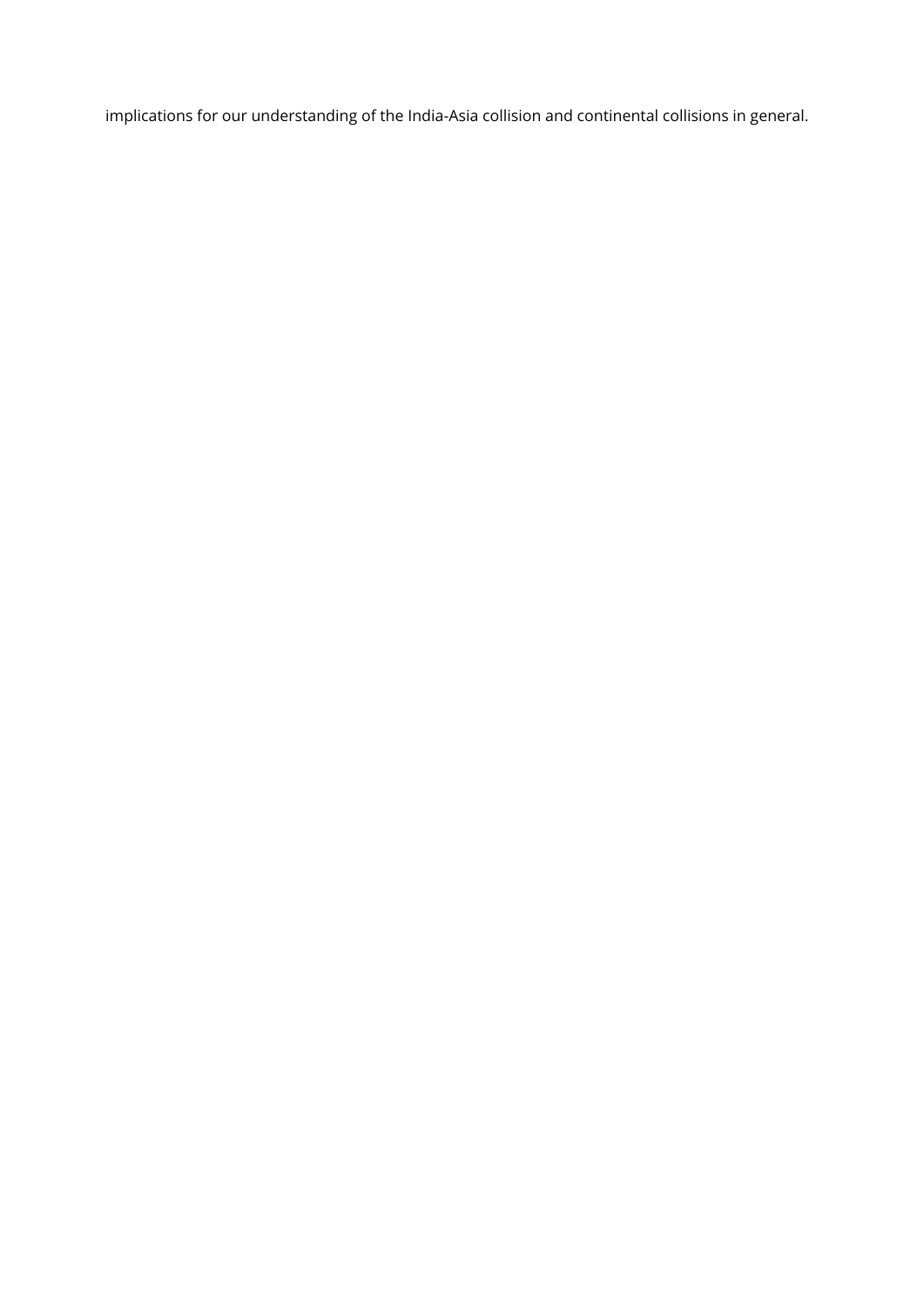implications for our understanding of the India-Asia collision and continental collisions in general.